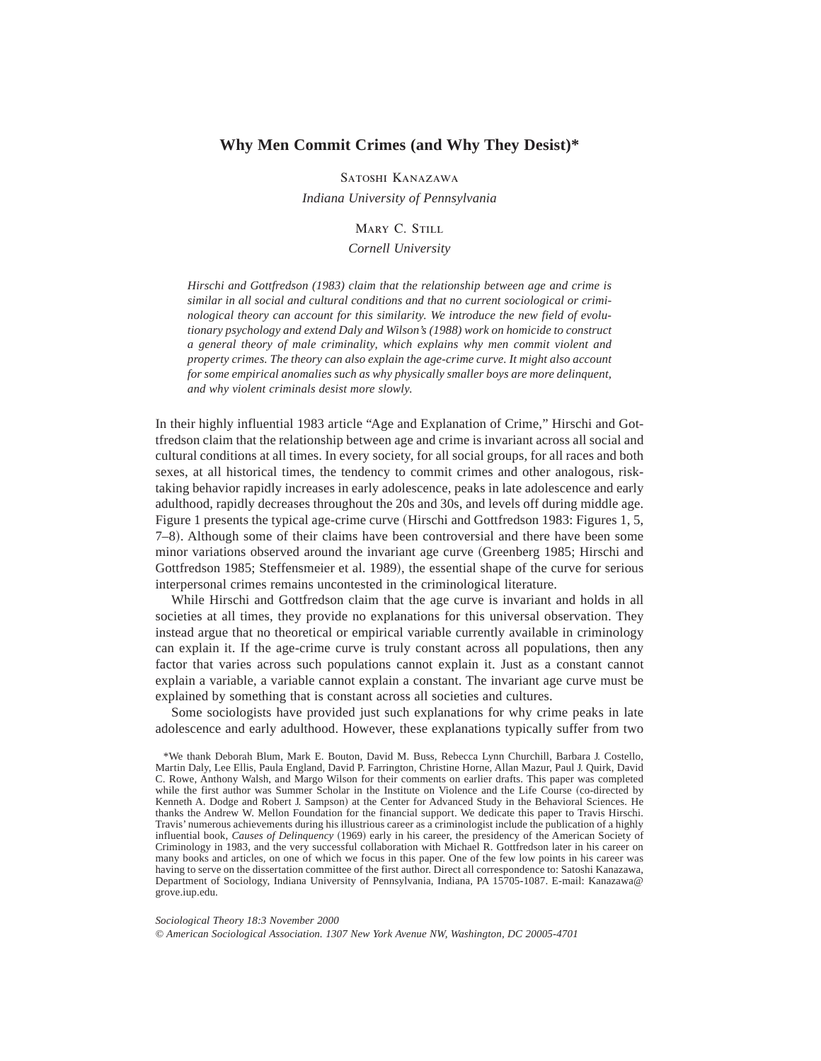# Why Men Commit Crimes (and Why They Desist)*

Satoshi Kanazawa

*Indiana University of Pennsylvania*

Mary C. Still

*Cornell University*

*Hirschi and Gottfredson (1983) claim that the relationship between age and crime is similar in all social and cultural conditions and that no current sociological or criminological theory can account for this similarity. We introduce the new field of evolutionary psychology and extend Daly and Wilson's (1988) work on homicide to construct a general theory of male criminality, which explains why men commit violent and property crimes. The theory can also explain the age-crime curve. It might also account for some empirical anomalies such as why physically smaller boys are more delinquent, and why violent criminals desist more slowly.*

In their highly influential 1983 article "Age and Explanation of Crime," Hirschi and Gottfredson claim that the relationship between age and crime is invariant across all social and cultural conditions at all times. In every society, for all social groups, for all races and both sexes, at all historical times, the tendency to commit crimes and other analogous, risk-taking behavior rapidly increases in early adolescence, peaks in late adolescence and early adulthood, rapidly decreases throughout the 20s and 30s, and levels off during middle age. Figure 1 presents the typical age-crime curve (Hirschi and Gottfredson 1983: Figures 1, 5, 7–8). Although some of their claims have been controversial and there have been some minor variations observed around the invariant age curve (Greenberg 1985; Hirschi and Gottfredson 1985; Steffensmeier et al. 1989), the essential shape of the curve for serious interpersonal crimes remains uncontested in the criminological literature.

While Hirschi and Gottfredson claim that the age curve is invariant and holds in all societies at all times, they provide no explanations for this universal observation. They instead argue that no theoretical or empirical variable currently available in criminology can explain it. If the age-crime curve is truly constant across all populations, then any factor that varies across such populations cannot explain it. Just as a constant cannot explain a variable, a variable cannot explain a constant. The invariant age curve must be explained by something that is constant across all societies and cultures.

Some sociologists have provided just such explanations for why crime peaks in late adolescence and early adulthood. However, these explanations typically suffer from two

*We thank Deborah Blum, Mark E. Bouton, David M. Buss, Rebecca Lynn Churchill, Barbara J. Costello, Martin Daly, Lee Ellis, Paula England, David P. Farrington, Christine Horne, Allan Mazur, Paul J. Quirk, David C. Rowe, Anthony Walsh, and Margo Wilson for their comments on earlier drafts. This paper was completed while the first author was Summer Scholar in the Institute on Violence and the Life Course (co-directed by Kenneth A. Dodge and Robert J. Sampson) at the Center for Advanced Study in the Behavioral Sciences. He thanks the Andrew W. Mellon Foundation for the financial support. We dedicate this paper to Travis Hirschi. Travis' numerous achievements during his illustrious career as a criminologist include the publication of a highly influential book, *Causes of Delinquency* (1969) early in his career, the presidency of the American Society of Criminology in 1983, and the very successful collaboration with Michael R. Gottfredson later in his career on many books and articles, on one of which we focus in this paper. One of the few low points in his career was having to serve on the dissertation committee of the first author. Direct all correspondence to: Satoshi Kanazawa, Department of Sociology, Indiana University of Pennsylvania, Indiana, PA 15705-1087. E-mail: Kanazawa@grove.iup.edu.

*Sociological Theory 18:3 November 2000*

*© American Sociological Association. 1307 New York Avenue NW, Washington, DC 20005-4701*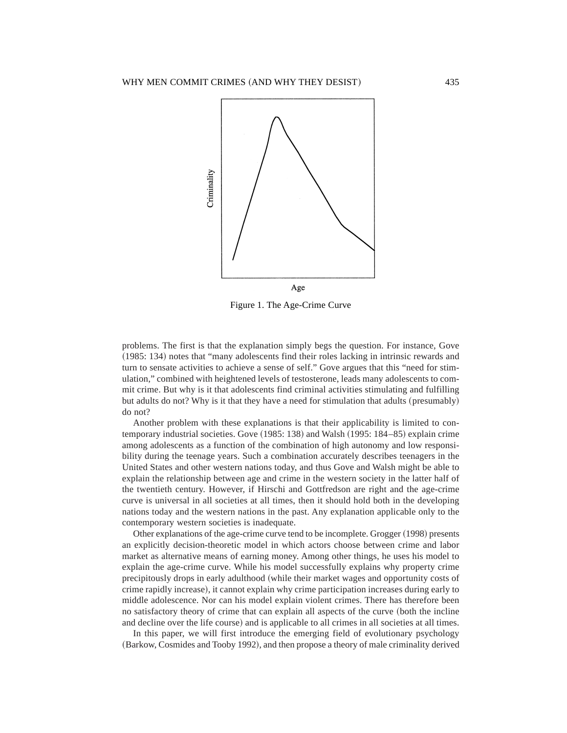Figure 1. The Age-Crime Curve

problems. The first is that the explanation simply begs the question. For instance, Gove (1985: 134) notes that "many adolescents find their roles lacking in intrinsic rewards and turn to sensate activities to achieve a sense of self." Gove argues that this "need for stimulation," combined with heightened levels of testosterone, leads many adolescents to commit crime. But why is it that adolescents find criminal activities stimulating and fulfilling but adults do not? Why is it that they have a need for stimulation that adults (presumably) do not?

Another problem with these explanations is that their applicability is limited to contemporary industrial societies. Gove (1985: 138) and Walsh (1995: 184–85) explain crime among adolescents as a function of the combination of high autonomy and low responsibility during the teenage years. Such a combination accurately describes teenagers in the United States and other western nations today, and thus Gove and Walsh might be able to explain the relationship between age and crime in the western society in the latter half of the twentieth century. However, if Hirschi and Gottfredson are right and the age-crime curve is universal in all societies at all times, then it should hold both in the developing nations today and the western nations in the past. Any explanation applicable only to the contemporary western societies is inadequate.

Other explanations of the age-crime curve tend to be incomplete. Grogger (1998) presents an explicitly decision-theoretic model in which actors choose between crime and labor market as alternative means of earning money. Among other things, he uses his model to explain the age-crime curve. While his model successfully explains why property crime precipitously drops in early adulthood (while their market wages and opportunity costs of crime rapidly increase), it cannot explain why crime participation increases during early to middle adolescence. Nor can his model explain violent crimes. There has therefore been no satisfactory theory of crime that can explain all aspects of the curve (both the incline and decline over the life course) and is applicable to all crimes in all societies at all times.

In this paper, we will first introduce the emerging field of evolutionary psychology (Barkow, Cosmides and Tooby 1992), and then propose a theory of male criminality derived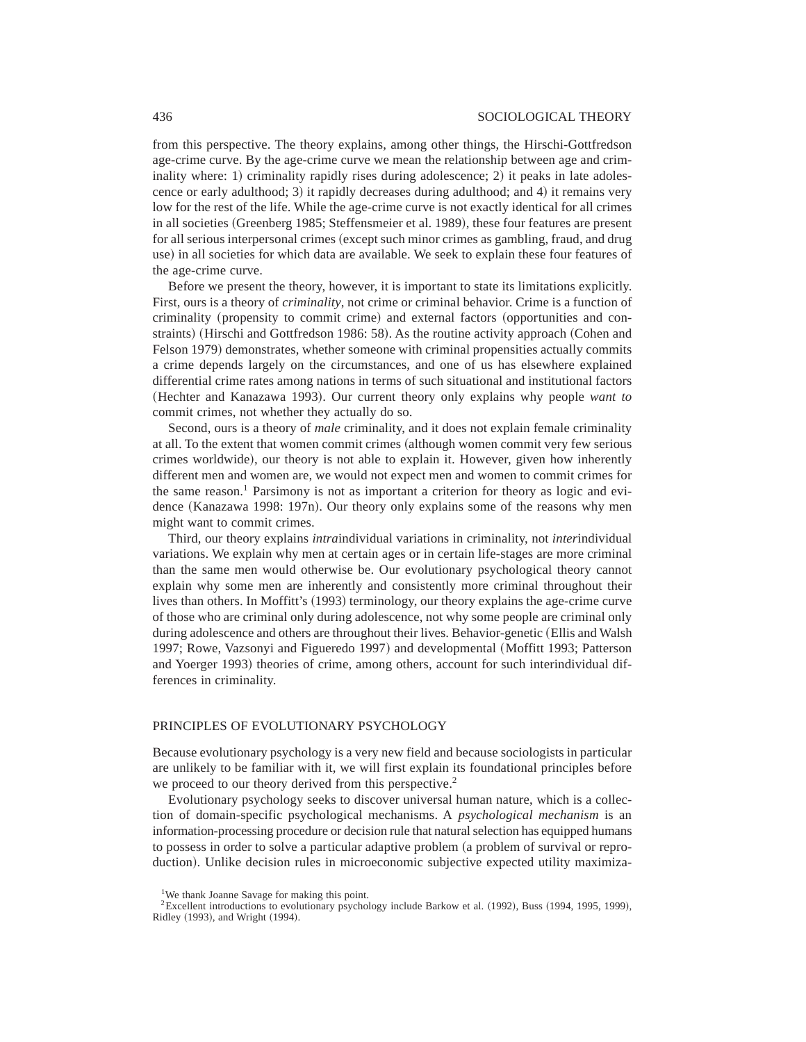from this perspective. The theory explains, among other things, the Hirschi-Gottfredson age-crime curve. By the age-crime curve we mean the relationship between age and criminality where: 1) criminality rapidly rises during adolescence; 2) it peaks in late adolescence or early adulthood; 3) it rapidly decreases during adulthood; and 4) it remains very low for the rest of the life. While the age-crime curve is not exactly identical for all crimes in all societies (Greenberg 1985; Steffensmeier et al. 1989), these four features are present for all serious interpersonal crimes (except such minor crimes as gambling, fraud, and drug use) in all societies for which data are available. We seek to explain these four features of the age-crime curve.

Before we present the theory, however, it is important to state its limitations explicitly. First, ours is a theory of *criminality*, not crime or criminal behavior. Crime is a function of criminality (propensity to commit crime) and external factors (opportunities and constraints) (Hirschi and Gottfredson 1986: 58). As the routine activity approach (Cohen and Felson 1979) demonstrates, whether someone with criminal propensities actually commits a crime depends largely on the circumstances, and one of us has elsewhere explained differential crime rates among nations in terms of such situational and institutional factors (Hechter and Kanazawa 1993). Our current theory only explains why people *want to* commit crimes, not whether they actually do so.

Second, ours is a theory of *male* criminality, and it does not explain female criminality at all. To the extent that women commit crimes (although women commit very few serious crimes worldwide), our theory is not able to explain it. However, given how inherently different men and women are, we would not expect men and women to commit crimes for the same reason.[1] Parsimony is not as important a criterion for theory as logic and evidence (Kanazawa 1998: 197n). Our theory only explains some of the reasons why men might want to commit crimes.

Third, our theory explains *intra*individual variations in criminality, not *inter*individual variations. We explain why men at certain ages or in certain life-stages are more criminal than the same men would otherwise be. Our evolutionary psychological theory cannot explain why some men are inherently and consistently more criminal throughout their lives than others. In Moffitt's (1993) terminology, our theory explains the age-crime curve of those who are criminal only during adolescence, not why some people are criminal only during adolescence and others are throughout their lives. Behavior-genetic (Ellis and Walsh 1997; Rowe, Vazsonyi and Figueredo 1997) and developmental (Moffitt 1993; Patterson and Yoerger 1993) theories of crime, among others, account for such interindividual differences in criminality.

## PRINCIPLES OF EVOLUTIONARY PSYCHOLOGY

Because evolutionary psychology is a very new field and because sociologists in particular are unlikely to be familiar with it, we will first explain its foundational principles before we proceed to our theory derived from this perspective.[2]

Evolutionary psychology seeks to discover universal human nature, which is a collection of domain-specific psychological mechanisms. A *psychological mechanism* is an information-processing procedure or decision rule that natural selection has equipped humans to possess in order to solve a particular adaptive problem (a problem of survival or reproduction). Unlike decision rules in microeconomic subjective expected utility maximiza-

[1] We thank Joanne Savage for making this point.

[2] Excellent introductions to evolutionary psychology include Barkow et al. (1992), Buss (1994, 1995, 1999), Ridley (1993), and Wright (1994).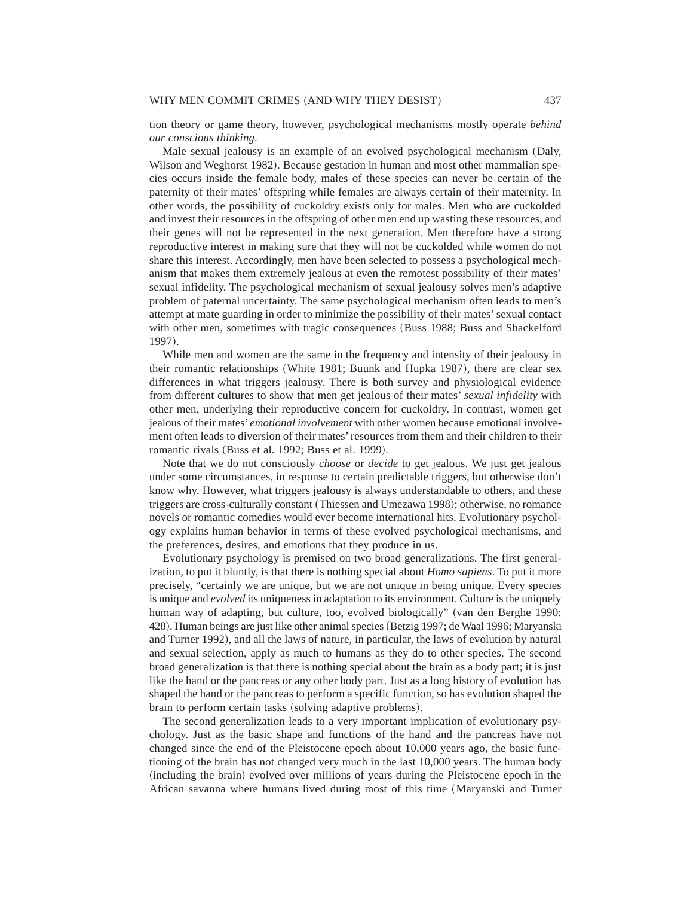tion theory or game theory, however, psychological mechanisms mostly operate *behind our conscious thinking*.

Male sexual jealousy is an example of an evolved psychological mechanism (Daly, Wilson and Weghorst 1982). Because gestation in human and most other mammalian species occurs inside the female body, males of these species can never be certain of the paternity of their mates' offspring while females are always certain of their maternity. In other words, the possibility of cuckoldry exists only for males. Men who are cuckolded and invest their resources in the offspring of other men end up wasting these resources, and their genes will not be represented in the next generation. Men therefore have a strong reproductive interest in making sure that they will not be cuckolded while women do not share this interest. Accordingly, men have been selected to possess a psychological mechanism that makes them extremely jealous at even the remotest possibility of their mates' sexual infidelity. The psychological mechanism of sexual jealousy solves men's adaptive problem of paternal uncertainty. The same psychological mechanism often leads to men's attempt at mate guarding in order to minimize the possibility of their mates' sexual contact with other men, sometimes with tragic consequences (Buss 1988; Buss and Shackelford 1997).

While men and women are the same in the frequency and intensity of their jealousy in their romantic relationships (White 1981; Buunk and Hupka 1987), there are clear sex differences in what triggers jealousy. There is both survey and physiological evidence from different cultures to show that men get jealous of their mates' *sexual infidelity* with other men, underlying their reproductive concern for cuckoldry. In contrast, women get jealous of their mates' *emotional involvement* with other women because emotional involvement often leads to diversion of their mates' resources from them and their children to their romantic rivals (Buss et al. 1992; Buss et al. 1999).

Note that we do not consciously *choose* or *decide* to get jealous. We just get jealous under some circumstances, in response to certain predictable triggers, but otherwise don't know why. However, what triggers jealousy is always understandable to others, and these triggers are cross-culturally constant (Thiessen and Umezawa 1998); otherwise, no romance novels or romantic comedies would ever become international hits. Evolutionary psychology explains human behavior in terms of these evolved psychological mechanisms, and the preferences, desires, and emotions that they produce in us.

Evolutionary psychology is premised on two broad generalizations. The first generalization, to put it bluntly, is that there is nothing special about *Homo sapiens*. To put it more precisely, "certainly we are unique, but we are not unique in being unique. Every species is unique and *evolved* its uniqueness in adaptation to its environment. Culture is the uniquely human way of adapting, but culture, too, evolved biologically" (van den Berghe 1990: 428). Human beings are just like other animal species (Betzig 1997; de Waal 1996; Maryanski and Turner 1992), and all the laws of nature, in particular, the laws of evolution by natural and sexual selection, apply as much to humans as they do to other species. The second broad generalization is that there is nothing special about the brain as a body part; it is just like the hand or the pancreas or any other body part. Just as a long history of evolution has shaped the hand or the pancreas to perform a specific function, so has evolution shaped the brain to perform certain tasks (solving adaptive problems).

The second generalization leads to a very important implication of evolutionary psychology. Just as the basic shape and functions of the hand and the pancreas have not changed since the end of the Pleistocene epoch about 10,000 years ago, the basic functioning of the brain has not changed very much in the last 10,000 years. The human body (including the brain) evolved over millions of years during the Pleistocene epoch in the African savanna where humans lived during most of this time (Maryanski and Turner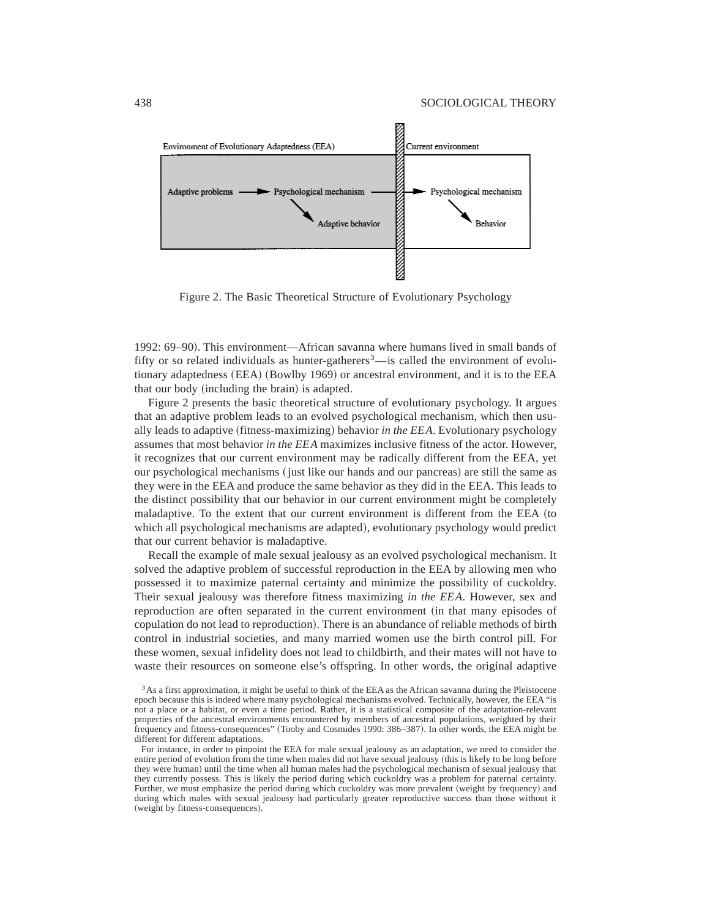Environment of Evolutionary Adaptedness (EEA) | Current environment

Adaptive problems → Psychological mechanism → Adaptive behavior | Psychological mechanism → Behavior

Figure 2. The Basic Theoretical Structure of Evolutionary Psychology

1992: 69–90). This environment—African savanna where humans lived in small bands of fifty or so related individuals as hunter-gatherers[3]—is called the environment of evolutionary adaptedness (EEA) (Bowlby 1969) or ancestral environment, and it is to the EEA that our body (including the brain) is adapted.

Figure 2 presents the basic theoretical structure of evolutionary psychology. It argues that an adaptive problem leads to an evolved psychological mechanism, which then usually leads to adaptive (fitness-maximizing) behavior *in the EEA*. Evolutionary psychology assumes that most behavior *in the EEA* maximizes inclusive fitness of the actor. However, it recognizes that our current environment may be radically different from the EEA, yet our psychological mechanisms ( just like our hands and our pancreas) are still the same as they were in the EEA and produce the same behavior as they did in the EEA. This leads to the distinct possibility that our behavior in our current environment might be completely maladaptive. To the extent that our current environment is different from the EEA (to which all psychological mechanisms are adapted), evolutionary psychology would predict that our current behavior is maladaptive.

Recall the example of male sexual jealousy as an evolved psychological mechanism. It solved the adaptive problem of successful reproduction in the EEA by allowing men who possessed it to maximize paternal certainty and minimize the possibility of cuckoldry. Their sexual jealousy was therefore fitness maximizing *in the EEA*. However, sex and reproduction are often separated in the current environment (in that many episodes of copulation do not lead to reproduction). There is an abundance of reliable methods of birth control in industrial societies, and many married women use the birth control pill. For these women, sexual infidelity does not lead to childbirth, and their mates will not have to waste their resources on someone else's offspring. In other words, the original adaptive

[3] As a first approximation, it might be useful to think of the EEA as the African savanna during the Pleistocene epoch because this is indeed where many psychological mechanisms evolved. Technically, however, the EEA "is not a place or a habitat, or even a time period. Rather, it is a statistical composite of the adaptation-relevant properties of the ancestral environments encountered by members of ancestral populations, weighted by their frequency and fitness-consequences" (Tooby and Cosmides 1990: 386–387). In other words, the EEA might be different for different adaptations.

For instance, in order to pinpoint the EEA for male sexual jealousy as an adaptation, we need to consider the entire period of evolution from the time when males did not have sexual jealousy (this is likely to be long before they were human) until the time when all human males had the psychological mechanism of sexual jealousy that they currently possess. This is likely the period during which cuckoldry was a problem for paternal certainty. Further, we must emphasize the period during which cuckoldry was more prevalent (weight by frequency) and during which males with sexual jealousy had particularly greater reproductive success than those without it (weight by fitness-consequences).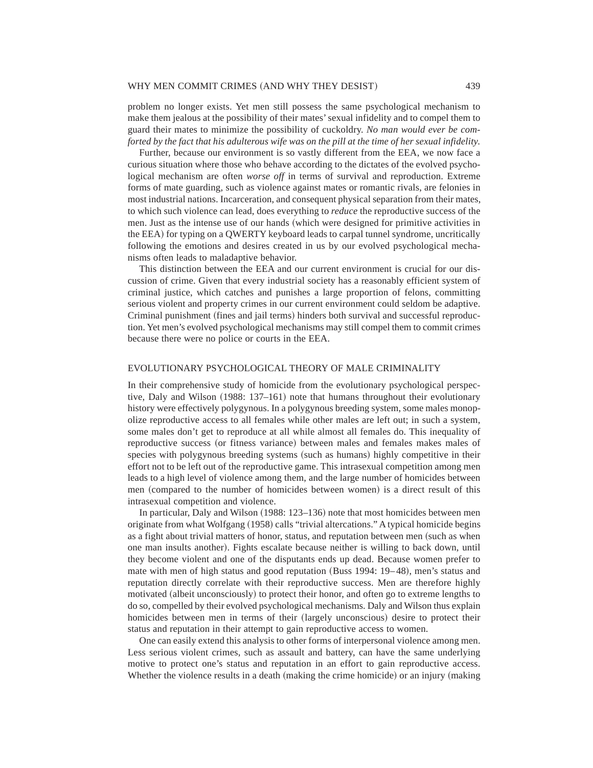problem no longer exists. Yet men still possess the same psychological mechanism to make them jealous at the possibility of their mates' sexual infidelity and to compel them to guard their mates to minimize the possibility of cuckoldry. *No man would ever be comforted by the fact that his adulterous wife was on the pill at the time of her sexual infidelity.*

Further, because our environment is so vastly different from the EEA, we now face a curious situation where those who behave according to the dictates of the evolved psychological mechanism are often *worse off* in terms of survival and reproduction. Extreme forms of mate guarding, such as violence against mates or romantic rivals, are felonies in most industrial nations. Incarceration, and consequent physical separation from their mates, to which such violence can lead, does everything to *reduce* the reproductive success of the men. Just as the intense use of our hands (which were designed for primitive activities in the EEA) for typing on a QWERTY keyboard leads to carpal tunnel syndrome, uncritically following the emotions and desires created in us by our evolved psychological mechanisms often leads to maladaptive behavior.

This distinction between the EEA and our current environment is crucial for our discussion of crime. Given that every industrial society has a reasonably efficient system of criminal justice, which catches and punishes a large proportion of felons, committing serious violent and property crimes in our current environment could seldom be adaptive. Criminal punishment (fines and jail terms) hinders both survival and successful reproduction. Yet men's evolved psychological mechanisms may still compel them to commit crimes because there were no police or courts in the EEA.

## EVOLUTIONARY PSYCHOLOGICAL THEORY OF MALE CRIMINALITY

In their comprehensive study of homicide from the evolutionary psychological perspective, Daly and Wilson (1988: 137–161) note that humans throughout their evolutionary history were effectively polygynous. In a polygynous breeding system, some males monopolize reproductive access to all females while other males are left out; in such a system, some males don't get to reproduce at all while almost all females do. This inequality of reproductive success (or fitness variance) between males and females makes males of species with polygynous breeding systems (such as humans) highly competitive in their effort not to be left out of the reproductive game. This intrasexual competition among men leads to a high level of violence among them, and the large number of homicides between men (compared to the number of homicides between women) is a direct result of this intrasexual competition and violence.

In particular, Daly and Wilson (1988: 123–136) note that most homicides between men originate from what Wolfgang (1958) calls "trivial altercations." A typical homicide begins as a fight about trivial matters of honor, status, and reputation between men (such as when one man insults another). Fights escalate because neither is willing to back down, until they become violent and one of the disputants ends up dead. Because women prefer to mate with men of high status and good reputation (Buss 1994: 19–48), men's status and reputation directly correlate with their reproductive success. Men are therefore highly motivated (albeit unconsciously) to protect their honor, and often go to extreme lengths to do so, compelled by their evolved psychological mechanisms. Daly and Wilson thus explain homicides between men in terms of their (largely unconscious) desire to protect their status and reputation in their attempt to gain reproductive access to women.

One can easily extend this analysis to other forms of interpersonal violence among men. Less serious violent crimes, such as assault and battery, can have the same underlying motive to protect one's status and reputation in an effort to gain reproductive access. Whether the violence results in a death (making the crime homicide) or an injury (making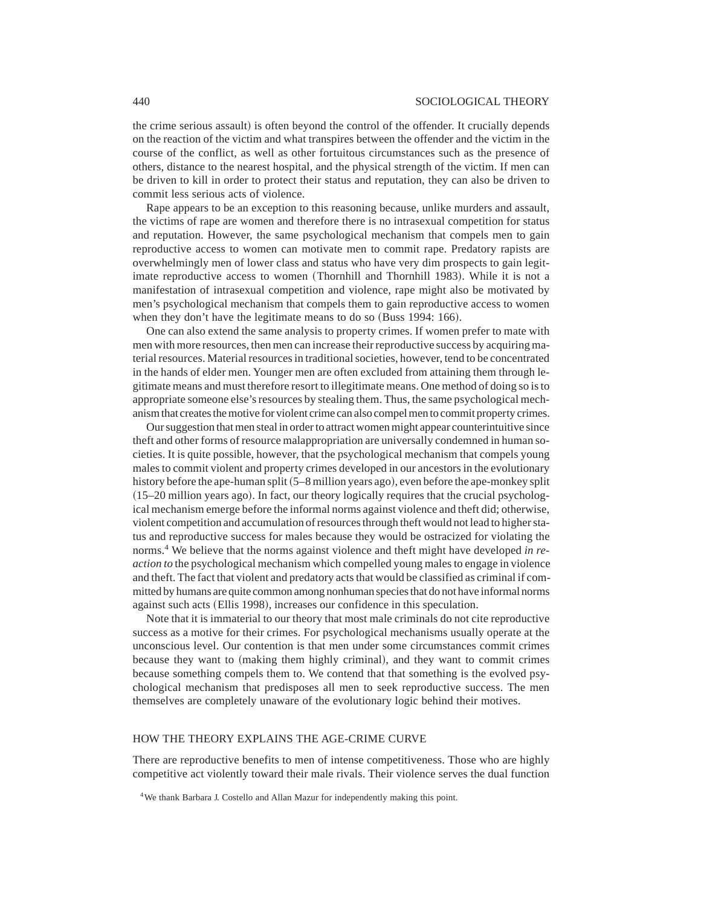the crime serious assault) is often beyond the control of the offender. It crucially depends on the reaction of the victim and what transpires between the offender and the victim in the course of the conflict, as well as other fortuitous circumstances such as the presence of others, distance to the nearest hospital, and the physical strength of the victim. If men can be driven to kill in order to protect their status and reputation, they can also be driven to commit less serious acts of violence.

Rape appears to be an exception to this reasoning because, unlike murders and assault, the victims of rape are women and therefore there is no intrasexual competition for status and reputation. However, the same psychological mechanism that compels men to gain reproductive access to women can motivate men to commit rape. Predatory rapists are overwhelmingly men of lower class and status who have very dim prospects to gain legitimate reproductive access to women (Thornhill and Thornhill 1983). While it is not a manifestation of intrasexual competition and violence, rape might also be motivated by men's psychological mechanism that compels them to gain reproductive access to women when they don't have the legitimate means to do so (Buss 1994: 166).

One can also extend the same analysis to property crimes. If women prefer to mate with men with more resources, then men can increase their reproductive success by acquiring material resources. Material resources in traditional societies, however, tend to be concentrated in the hands of elder men. Younger men are often excluded from attaining them through legitimate means and must therefore resort to illegitimate means. One method of doing so is to appropriate someone else's resources by stealing them. Thus, the same psychological mechanism that creates the motive for violent crime can also compel men to commit property crimes.

Our suggestion that men steal in order to attract women might appear counterintuitive since theft and other forms of resource malappropriation are universally condemned in human societies. It is quite possible, however, that the psychological mechanism that compels young males to commit violent and property crimes developed in our ancestors in the evolutionary history before the ape-human split (5–8 million years ago), even before the ape-monkey split (15–20 million years ago). In fact, our theory logically requires that the crucial psychological mechanism emerge before the informal norms against violence and theft did; otherwise, violent competition and accumulation of resources through theft would not lead to higher status and reproductive success for males because they would be ostracized for violating the norms.[4] We believe that the norms against violence and theft might have developed *in reaction to* the psychological mechanism which compelled young males to engage in violence and theft. The fact that violent and predatory acts that would be classified as criminal if committed by humans are quite common among nonhuman species that do not have informal norms against such acts (Ellis 1998), increases our confidence in this speculation.

Note that it is immaterial to our theory that most male criminals do not cite reproductive success as a motive for their crimes. For psychological mechanisms usually operate at the unconscious level. Our contention is that men under some circumstances commit crimes because they want to (making them highly criminal), and they want to commit crimes because something compels them to. We contend that that something is the evolved psychological mechanism that predisposes all men to seek reproductive success. The men themselves are completely unaware of the evolutionary logic behind their motives.

## HOW THE THEORY EXPLAINS THE AGE-CRIME CURVE

There are reproductive benefits to men of intense competitiveness. Those who are highly competitive act violently toward their male rivals. Their violence serves the dual function

[4] We thank Barbara J. Costello and Allan Mazur for independently making this point.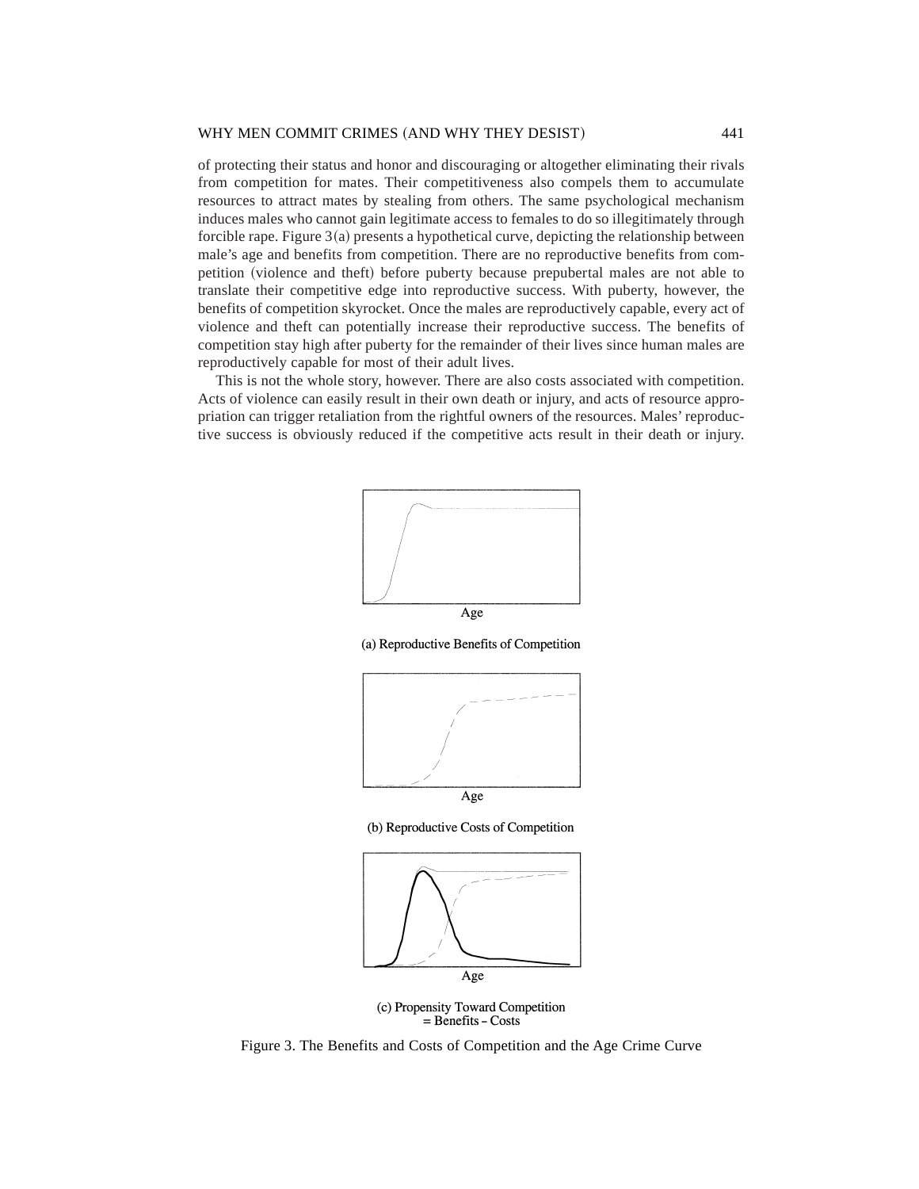of protecting their status and honor and discouraging or altogether eliminating their rivals from competition for mates. Their competitiveness also compels them to accumulate resources to attract mates by stealing from others. The same psychological mechanism induces males who cannot gain legitimate access to females to do so illegitimately through forcible rape. Figure 3(a) presents a hypothetical curve, depicting the relationship between male's age and benefits from competition. There are no reproductive benefits from competition (violence and theft) before puberty because prepubertal males are not able to translate their competitive edge into reproductive success. With puberty, however, the benefits of competition skyrocket. Once the males are reproductively capable, every act of violence and theft can potentially increase their reproductive success. The benefits of competition stay high after puberty for the remainder of their lives since human males are reproductively capable for most of their adult lives.

This is not the whole story, however. There are also costs associated with competition. Acts of violence can easily result in their own death or injury, and acts of resource appropriation can trigger retaliation from the rightful owners of the resources. Males' reproductive success is obviously reduced if the competitive acts result in their death or injury.

Age

(a) Reproductive Benefits of Competition

Age

(b) Reproductive Costs of Competition

Age

(c) Propensity Toward Competition
= Benefits – Costs

Figure 3. The Benefits and Costs of Competition and the Age Crime Curve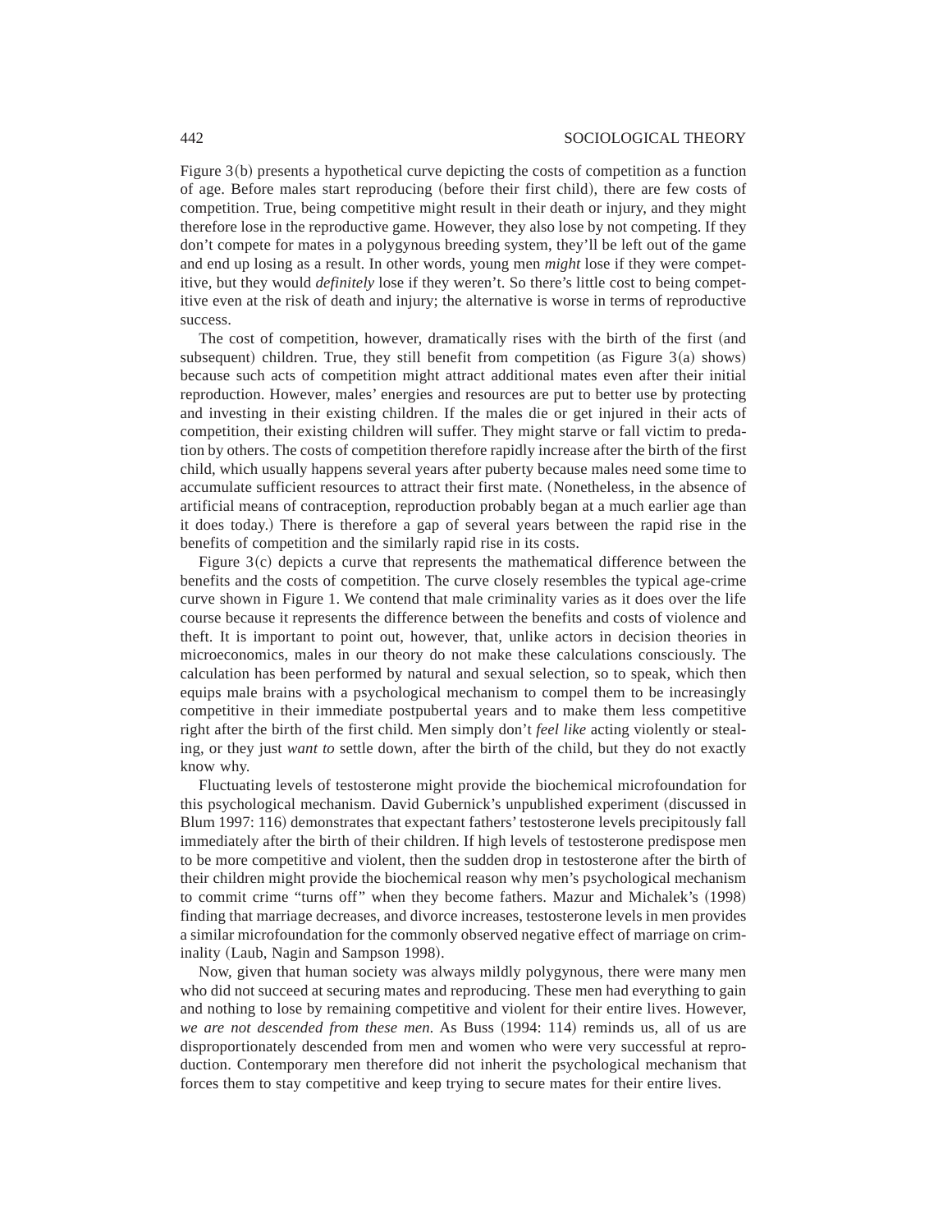Figure 3(b) presents a hypothetical curve depicting the costs of competition as a function of age. Before males start reproducing (before their first child), there are few costs of competition. True, being competitive might result in their death or injury, and they might therefore lose in the reproductive game. However, they also lose by not competing. If they don't compete for mates in a polygynous breeding system, they'll be left out of the game and end up losing as a result. In other words, young men *might* lose if they were competitive, but they would *definitely* lose if they weren't. So there's little cost to being competitive even at the risk of death and injury; the alternative is worse in terms of reproductive success.

The cost of competition, however, dramatically rises with the birth of the first (and subsequent) children. True, they still benefit from competition (as Figure 3(a) shows) because such acts of competition might attract additional mates even after their initial reproduction. However, males' energies and resources are put to better use by protecting and investing in their existing children. If the males die or get injured in their acts of competition, their existing children will suffer. They might starve or fall victim to predation by others. The costs of competition therefore rapidly increase after the birth of the first child, which usually happens several years after puberty because males need some time to accumulate sufficient resources to attract their first mate. (Nonetheless, in the absence of artificial means of contraception, reproduction probably began at a much earlier age than it does today.) There is therefore a gap of several years between the rapid rise in the benefits of competition and the similarly rapid rise in its costs.

Figure 3(c) depicts a curve that represents the mathematical difference between the benefits and the costs of competition. The curve closely resembles the typical age-crime curve shown in Figure 1. We contend that male criminality varies as it does over the life course because it represents the difference between the benefits and costs of violence and theft. It is important to point out, however, that, unlike actors in decision theories in microeconomics, males in our theory do not make these calculations consciously. The calculation has been performed by natural and sexual selection, so to speak, which then equips male brains with a psychological mechanism to compel them to be increasingly competitive in their immediate postpubertal years and to make them less competitive right after the birth of the first child. Men simply don't *feel like* acting violently or stealing, or they just *want to* settle down, after the birth of the child, but they do not exactly know why.

Fluctuating levels of testosterone might provide the biochemical microfoundation for this psychological mechanism. David Gubernick's unpublished experiment (discussed in Blum 1997: 116) demonstrates that expectant fathers' testosterone levels precipitously fall immediately after the birth of their children. If high levels of testosterone predispose men to be more competitive and violent, then the sudden drop in testosterone after the birth of their children might provide the biochemical reason why men's psychological mechanism to commit crime "turns off" when they become fathers. Mazur and Michalek's (1998) finding that marriage decreases, and divorce increases, testosterone levels in men provides a similar microfoundation for the commonly observed negative effect of marriage on criminality (Laub, Nagin and Sampson 1998).

Now, given that human society was always mildly polygynous, there were many men who did not succeed at securing mates and reproducing. These men had everything to gain and nothing to lose by remaining competitive and violent for their entire lives. However, *we are not descended from these men*. As Buss (1994: 114) reminds us, all of us are disproportionately descended from men and women who were very successful at reproduction. Contemporary men therefore did not inherit the psychological mechanism that forces them to stay competitive and keep trying to secure mates for their entire lives.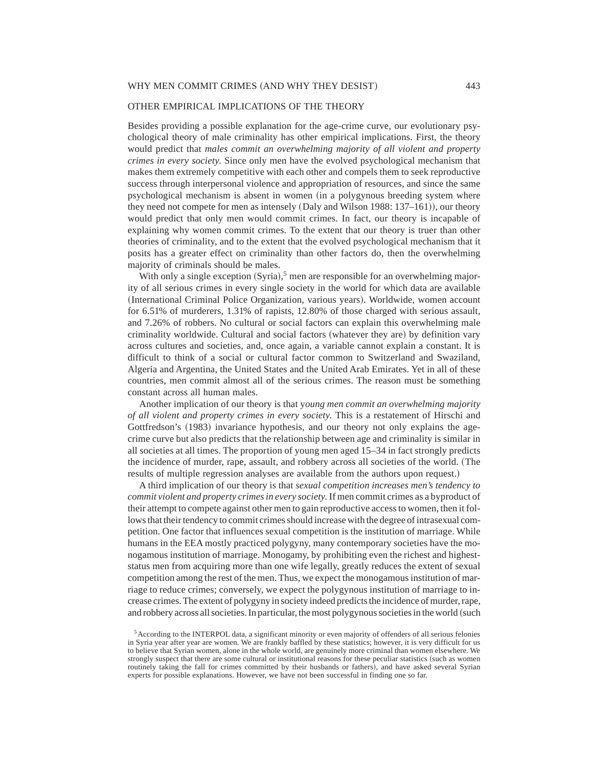## OTHER EMPIRICAL IMPLICATIONS OF THE THEORY

Besides providing a possible explanation for the age-crime curve, our evolutionary psychological theory of male criminality has other empirical implications. First, the theory would predict that *males commit an overwhelming majority of all violent and property crimes in every society.* Since only men have the evolved psychological mechanism that makes them extremely competitive with each other and compels them to seek reproductive success through interpersonal violence and appropriation of resources, and since the same psychological mechanism is absent in women (in a polygynous breeding system where they need not compete for men as intensely (Daly and Wilson 1988: 137–161)), our theory would predict that only men would commit crimes. In fact, our theory is incapable of explaining why women commit crimes. To the extent that our theory is truer than other theories of criminality, and to the extent that the evolved psychological mechanism that it posits has a greater effect on criminality than other factors do, then the overwhelming majority of criminals should be males.

With only a single exception (Syria),[5] men are responsible for an overwhelming majority of all serious crimes in every single society in the world for which data are available (International Criminal Police Organization, various years). Worldwide, women account for 6.51% of murderers, 1.31% of rapists, 12.80% of those charged with serious assault, and 7.26% of robbers. No cultural or social factors can explain this overwhelming male criminality worldwide. Cultural and social factors (whatever they are) by definition vary across cultures and societies, and, once again, a variable cannot explain a constant. It is difficult to think of a social or cultural factor common to Switzerland and Swaziland, Algeria and Argentina, the United States and the United Arab Emirates. Yet in all of these countries, men commit almost all of the serious crimes. The reason must be something constant across all human males.

Another implication of our theory is that y*oung men commit an overwhelming majority of all violent and property crimes in every society.* This is a restatement of Hirschi and Gottfredson's (1983) invariance hypothesis, and our theory not only explains the age-crime curve but also predicts that the relationship between age and criminality is similar in all societies at all times. The proportion of young men aged 15–34 in fact strongly predicts the incidence of murder, rape, assault, and robbery across all societies of the world. (The results of multiple regression analyses are available from the authors upon request.)

A third implication of our theory is that *sexual competition increases men's tendency to commit violent and property crimes in every society.* If men commit crimes as a byproduct of their attempt to compete against other men to gain reproductive access to women, then it follows that their tendency to commit crimes should increase with the degree of intrasexual competition. One factor that influences sexual competition is the institution of marriage. While humans in the EEA mostly practiced polygyny, many contemporary societies have the monogamous institution of marriage. Monogamy, by prohibiting even the richest and highest-status men from acquiring more than one wife legally, greatly reduces the extent of sexual competition among the rest of the men. Thus, we expect the monogamous institution of marriage to reduce crimes; conversely, we expect the polygynous institution of marriage to increase crimes. The extent of polygyny in society indeed predicts the incidence of murder, rape, and robbery across all societies. In particular, the most polygynous societies in the world (such

[5] According to the INTERPOL data, a significant minority or even majority of offenders of all serious felonies in Syria year after year are women. We are frankly baffled by these statistics; however, it is very difficult for us to believe that Syrian women, alone in the whole world, are genuinely more criminal than women elsewhere. We strongly suspect that there are some cultural or institutional reasons for these peculiar statistics (such as women routinely taking the fall for crimes committed by their husbands or fathers), and have asked several Syrian experts for possible explanations. However, we have not been successful in finding one so far.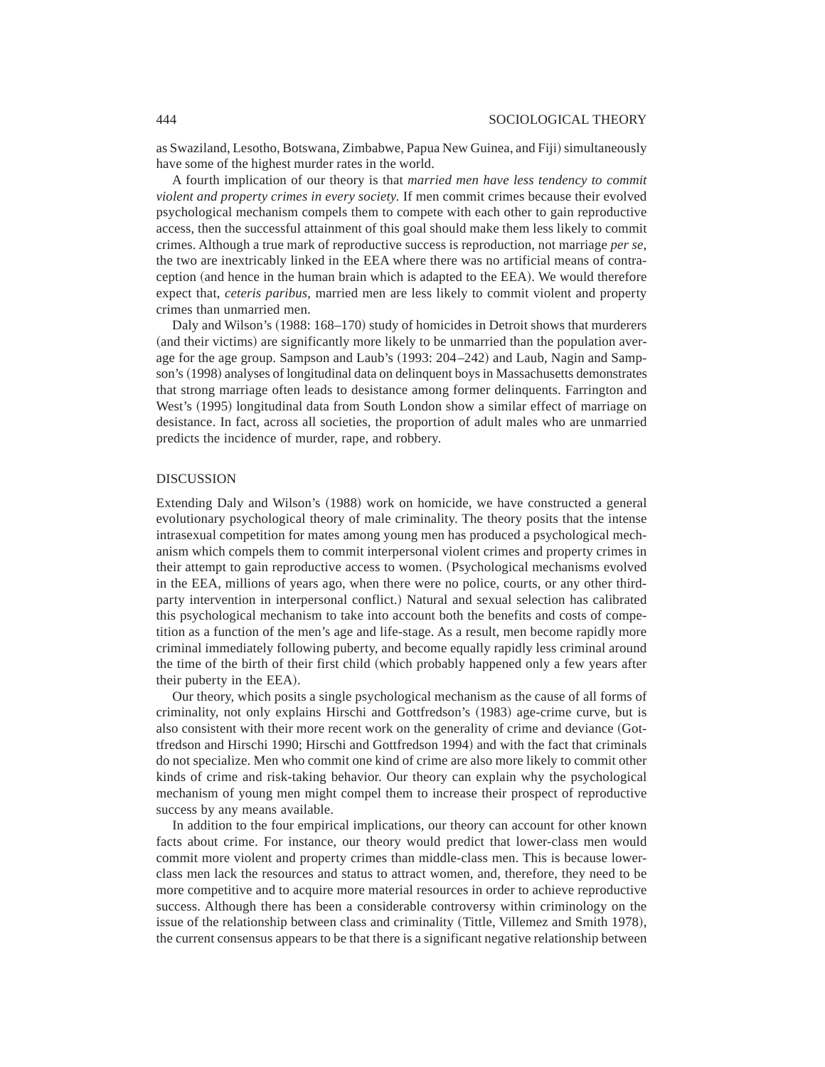as Swaziland, Lesotho, Botswana, Zimbabwe, Papua New Guinea, and Fiji) simultaneously have some of the highest murder rates in the world.

A fourth implication of our theory is that *married men have less tendency to commit violent and property crimes in every society.* If men commit crimes because their evolved psychological mechanism compels them to compete with each other to gain reproductive access, then the successful attainment of this goal should make them less likely to commit crimes. Although a true mark of reproductive success is reproduction, not marriage *per se*, the two are inextricably linked in the EEA where there was no artificial means of contraception (and hence in the human brain which is adapted to the EEA). We would therefore expect that, *ceteris paribus*, married men are less likely to commit violent and property crimes than unmarried men.

Daly and Wilson's (1988: 168–170) study of homicides in Detroit shows that murderers (and their victims) are significantly more likely to be unmarried than the population average for the age group. Sampson and Laub's (1993: 204–242) and Laub, Nagin and Sampson's (1998) analyses of longitudinal data on delinquent boys in Massachusetts demonstrates that strong marriage often leads to desistance among former delinquents. Farrington and West's (1995) longitudinal data from South London show a similar effect of marriage on desistance. In fact, across all societies, the proportion of adult males who are unmarried predicts the incidence of murder, rape, and robbery.

## DISCUSSION

Extending Daly and Wilson's (1988) work on homicide, we have constructed a general evolutionary psychological theory of male criminality. The theory posits that the intense intrasexual competition for mates among young men has produced a psychological mechanism which compels them to commit interpersonal violent crimes and property crimes in their attempt to gain reproductive access to women. (Psychological mechanisms evolved in the EEA, millions of years ago, when there were no police, courts, or any other third-party intervention in interpersonal conflict.) Natural and sexual selection has calibrated this psychological mechanism to take into account both the benefits and costs of competition as a function of the men's age and life-stage. As a result, men become rapidly more criminal immediately following puberty, and become equally rapidly less criminal around the time of the birth of their first child (which probably happened only a few years after their puberty in the EEA).

Our theory, which posits a single psychological mechanism as the cause of all forms of criminality, not only explains Hirschi and Gottfredson's (1983) age-crime curve, but is also consistent with their more recent work on the generality of crime and deviance (Gottfredson and Hirschi 1990; Hirschi and Gottfredson 1994) and with the fact that criminals do not specialize. Men who commit one kind of crime are also more likely to commit other kinds of crime and risk-taking behavior. Our theory can explain why the psychological mechanism of young men might compel them to increase their prospect of reproductive success by any means available.

In addition to the four empirical implications, our theory can account for other known facts about crime. For instance, our theory would predict that lower-class men would commit more violent and property crimes than middle-class men. This is because lower-class men lack the resources and status to attract women, and, therefore, they need to be more competitive and to acquire more material resources in order to achieve reproductive success. Although there has been a considerable controversy within criminology on the issue of the relationship between class and criminality (Tittle, Villemez and Smith 1978), the current consensus appears to be that there is a significant negative relationship between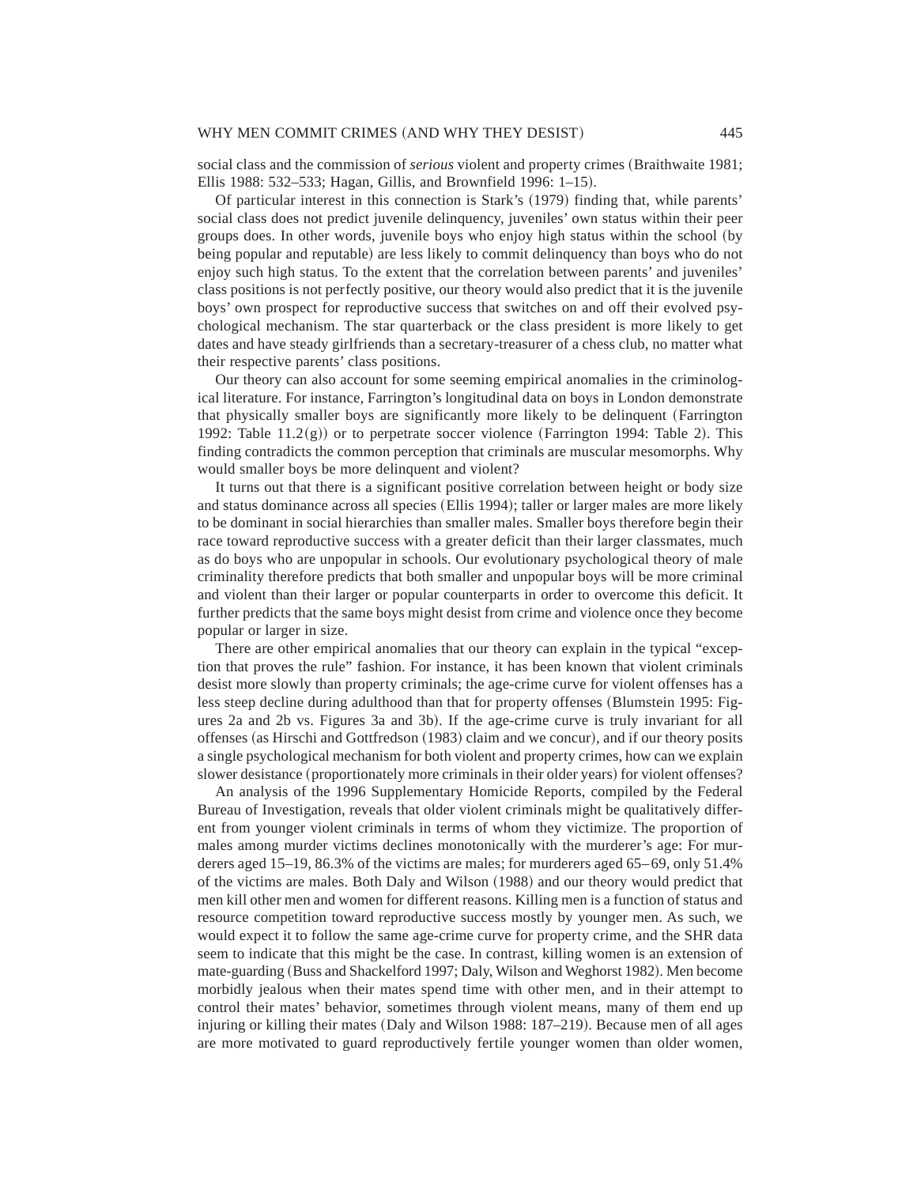social class and the commission of *serious* violent and property crimes (Braithwaite 1981; Ellis 1988: 532–533; Hagan, Gillis, and Brownfield 1996: 1–15).

Of particular interest in this connection is Stark's (1979) finding that, while parents' social class does not predict juvenile delinquency, juveniles' own status within their peer groups does. In other words, juvenile boys who enjoy high status within the school (by being popular and reputable) are less likely to commit delinquency than boys who do not enjoy such high status. To the extent that the correlation between parents' and juveniles' class positions is not perfectly positive, our theory would also predict that it is the juvenile boys' own prospect for reproductive success that switches on and off their evolved psychological mechanism. The star quarterback or the class president is more likely to get dates and have steady girlfriends than a secretary-treasurer of a chess club, no matter what their respective parents' class positions.

Our theory can also account for some seeming empirical anomalies in the criminological literature. For instance, Farrington's longitudinal data on boys in London demonstrate that physically smaller boys are significantly more likely to be delinquent (Farrington 1992: Table 11.2(g)) or to perpetrate soccer violence (Farrington 1994: Table 2). This finding contradicts the common perception that criminals are muscular mesomorphs. Why would smaller boys be more delinquent and violent?

It turns out that there is a significant positive correlation between height or body size and status dominance across all species (Ellis 1994); taller or larger males are more likely to be dominant in social hierarchies than smaller males. Smaller boys therefore begin their race toward reproductive success with a greater deficit than their larger classmates, much as do boys who are unpopular in schools. Our evolutionary psychological theory of male criminality therefore predicts that both smaller and unpopular boys will be more criminal and violent than their larger or popular counterparts in order to overcome this deficit. It further predicts that the same boys might desist from crime and violence once they become popular or larger in size.

There are other empirical anomalies that our theory can explain in the typical "exception that proves the rule" fashion. For instance, it has been known that violent criminals desist more slowly than property criminals; the age-crime curve for violent offenses has a less steep decline during adulthood than that for property offenses (Blumstein 1995: Figures 2a and 2b vs. Figures 3a and 3b). If the age-crime curve is truly invariant for all offenses (as Hirschi and Gottfredson (1983) claim and we concur), and if our theory posits a single psychological mechanism for both violent and property crimes, how can we explain slower desistance (proportionately more criminals in their older years) for violent offenses?

An analysis of the 1996 Supplementary Homicide Reports, compiled by the Federal Bureau of Investigation, reveals that older violent criminals might be qualitatively different from younger violent criminals in terms of whom they victimize. The proportion of males among murder victims declines monotonically with the murderer's age: For murderers aged 15–19, 86.3% of the victims are males; for murderers aged 65–69, only 51.4% of the victims are males. Both Daly and Wilson (1988) and our theory would predict that men kill other men and women for different reasons. Killing men is a function of status and resource competition toward reproductive success mostly by younger men. As such, we would expect it to follow the same age-crime curve for property crime, and the SHR data seem to indicate that this might be the case. In contrast, killing women is an extension of mate-guarding (Buss and Shackelford 1997; Daly, Wilson and Weghorst 1982). Men become morbidly jealous when their mates spend time with other men, and in their attempt to control their mates' behavior, sometimes through violent means, many of them end up injuring or killing their mates (Daly and Wilson 1988: 187–219). Because men of all ages are more motivated to guard reproductively fertile younger women than older women,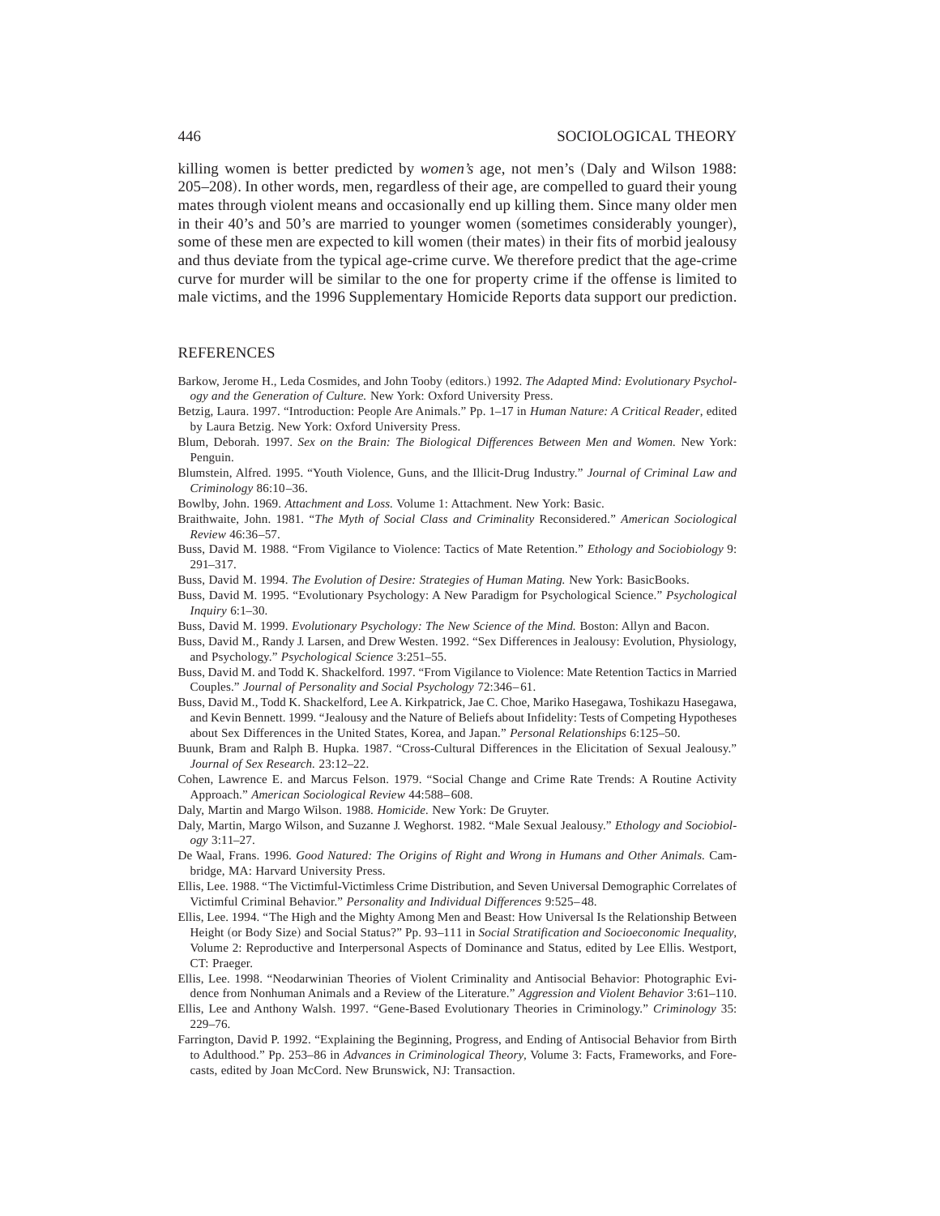killing women is better predicted by *women's* age, not men's (Daly and Wilson 1988: 205–208). In other words, men, regardless of their age, are compelled to guard their young mates through violent means and occasionally end up killing them. Since many older men in their 40's and 50's are married to younger women (sometimes considerably younger), some of these men are expected to kill women (their mates) in their fits of morbid jealousy and thus deviate from the typical age-crime curve. We therefore predict that the age-crime curve for murder will be similar to the one for property crime if the offense is limited to male victims, and the 1996 Supplementary Homicide Reports data support our prediction.

## REFERENCES

Barkow, Jerome H., Leda Cosmides, and John Tooby (editors.) 1992. *The Adapted Mind: Evolutionary Psychology and the Generation of Culture.* New York: Oxford University Press.

Betzig, Laura. 1997. "Introduction: People Are Animals." Pp. 1–17 in *Human Nature: A Critical Reader*, edited by Laura Betzig. New York: Oxford University Press.

Blum, Deborah. 1997. *Sex on the Brain: The Biological Differences Between Men and Women.* New York: Penguin.

Blumstein, Alfred. 1995. "Youth Violence, Guns, and the Illicit-Drug Industry." *Journal of Criminal Law and Criminology* 86:10–36.

Bowlby, John. 1969. *Attachment and Loss.* Volume 1: Attachment. New York: Basic.

Braithwaite, John. 1981. "*The Myth of Social Class and Criminality* Reconsidered." *American Sociological Review* 46:36–57.

Buss, David M. 1988. "From Vigilance to Violence: Tactics of Mate Retention." *Ethology and Sociobiology* 9: 291–317.

Buss, David M. 1994. *The Evolution of Desire: Strategies of Human Mating.* New York: BasicBooks.

Buss, David M. 1995. "Evolutionary Psychology: A New Paradigm for Psychological Science." *Psychological Inquiry* 6:1–30.

Buss, David M. 1999. *Evolutionary Psychology: The New Science of the Mind.* Boston: Allyn and Bacon.

Buss, David M., Randy J. Larsen, and Drew Westen. 1992. "Sex Differences in Jealousy: Evolution, Physiology, and Psychology." *Psychological Science* 3:251–55.

Buss, David M. and Todd K. Shackelford. 1997. "From Vigilance to Violence: Mate Retention Tactics in Married Couples." *Journal of Personality and Social Psychology* 72:346–61.

Buss, David M., Todd K. Shackelford, Lee A. Kirkpatrick, Jae C. Choe, Mariko Hasegawa, Toshikazu Hasegawa, and Kevin Bennett. 1999. "Jealousy and the Nature of Beliefs about Infidelity: Tests of Competing Hypotheses about Sex Differences in the United States, Korea, and Japan." *Personal Relationships* 6:125–50.

Buunk, Bram and Ralph B. Hupka. 1987. "Cross-Cultural Differences in the Elicitation of Sexual Jealousy." *Journal of Sex Research.* 23:12–22.

Cohen, Lawrence E. and Marcus Felson. 1979. "Social Change and Crime Rate Trends: A Routine Activity Approach." *American Sociological Review* 44:588–608.

Daly, Martin and Margo Wilson. 1988. *Homicide.* New York: De Gruyter.

Daly, Martin, Margo Wilson, and Suzanne J. Weghorst. 1982. "Male Sexual Jealousy." *Ethology and Sociobiology* 3:11–27.

De Waal, Frans. 1996. *Good Natured: The Origins of Right and Wrong in Humans and Other Animals.* Cambridge, MA: Harvard University Press.

Ellis, Lee. 1988. "The Victimful-Victimless Crime Distribution, and Seven Universal Demographic Correlates of Victimful Criminal Behavior." *Personality and Individual Differences* 9:525–48.

Ellis, Lee. 1994. "The High and the Mighty Among Men and Beast: How Universal Is the Relationship Between Height (or Body Size) and Social Status?" Pp. 93–111 in *Social Stratification and Socioeconomic Inequality*, Volume 2: Reproductive and Interpersonal Aspects of Dominance and Status, edited by Lee Ellis. Westport, CT: Praeger.

Ellis, Lee. 1998. "Neodarwinian Theories of Violent Criminality and Antisocial Behavior: Photographic Evidence from Nonhuman Animals and a Review of the Literature." *Aggression and Violent Behavior* 3:61–110.

Ellis, Lee and Anthony Walsh. 1997. "Gene-Based Evolutionary Theories in Criminology." *Criminology* 35: 229–76.

Farrington, David P. 1992. "Explaining the Beginning, Progress, and Ending of Antisocial Behavior from Birth to Adulthood." Pp. 253–86 in *Advances in Criminological Theory*, Volume 3: Facts, Frameworks, and Forecasts, edited by Joan McCord. New Brunswick, NJ: Transaction.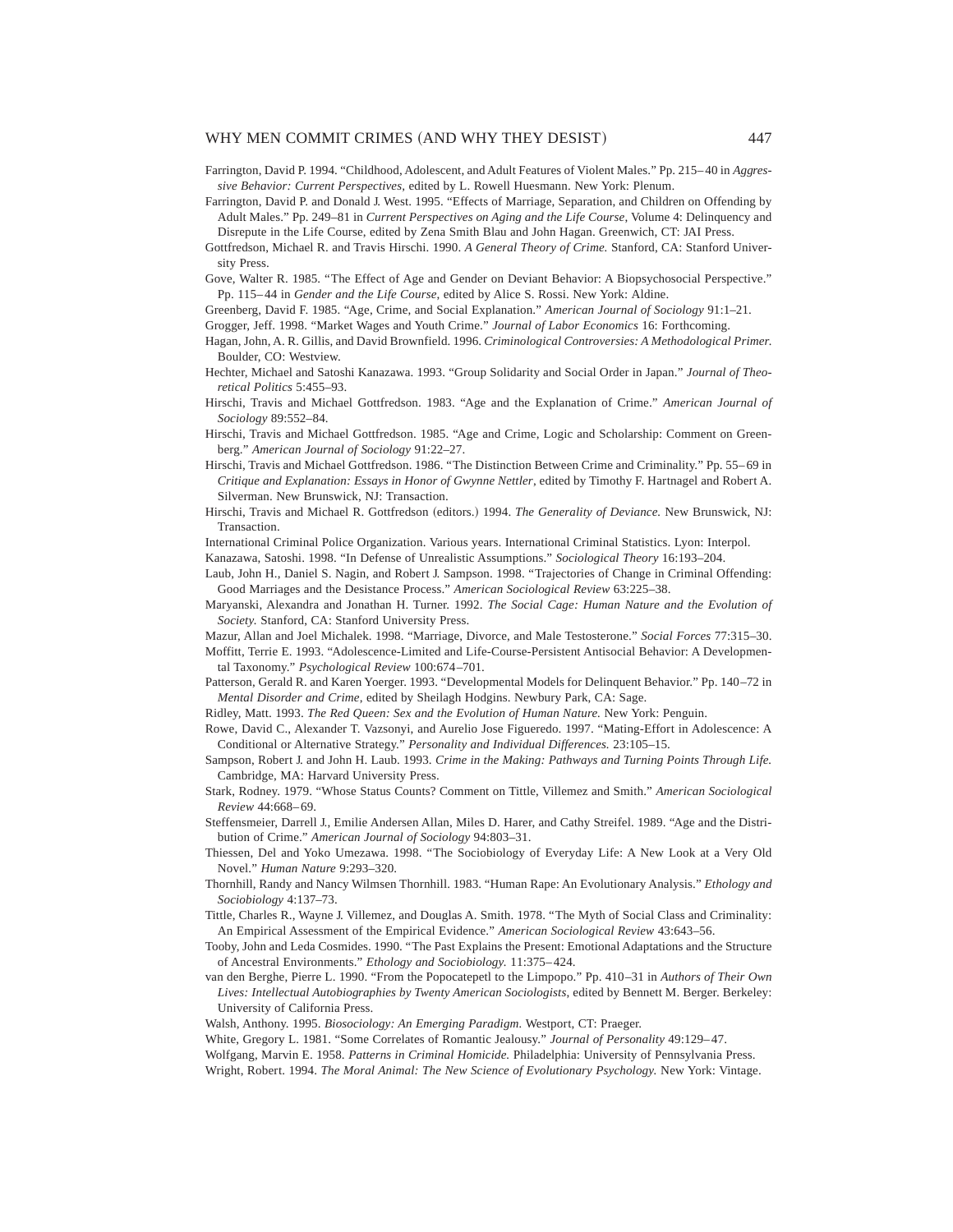Farrington, David P. 1994. "Childhood, Adolescent, and Adult Features of Violent Males." Pp. 215–40 in *Aggressive Behavior: Current Perspectives*, edited by L. Rowell Huesmann. New York: Plenum.

Farrington, David P. and Donald J. West. 1995. "Effects of Marriage, Separation, and Children on Offending by Adult Males." Pp. 249–81 in *Current Perspectives on Aging and the Life Course*, Volume 4: Delinquency and Disrepute in the Life Course, edited by Zena Smith Blau and John Hagan. Greenwich, CT: JAI Press.

Gottfredson, Michael R. and Travis Hirschi. 1990. *A General Theory of Crime.* Stanford, CA: Stanford University Press.

Gove, Walter R. 1985. "The Effect of Age and Gender on Deviant Behavior: A Biopsychosocial Perspective." Pp. 115–44 in *Gender and the Life Course*, edited by Alice S. Rossi. New York: Aldine.

Greenberg, David F. 1985. "Age, Crime, and Social Explanation." *American Journal of Sociology* 91:1–21.

Grogger, Jeff. 1998. "Market Wages and Youth Crime." *Journal of Labor Economics* 16: Forthcoming.

Hagan, John, A. R. Gillis, and David Brownfield. 1996. *Criminological Controversies: A Methodological Primer.* Boulder, CO: Westview.

Hechter, Michael and Satoshi Kanazawa. 1993. "Group Solidarity and Social Order in Japan." *Journal of Theoretical Politics* 5:455–93.

Hirschi, Travis and Michael Gottfredson. 1983. "Age and the Explanation of Crime." *American Journal of Sociology* 89:552–84.

Hirschi, Travis and Michael Gottfredson. 1985. "Age and Crime, Logic and Scholarship: Comment on Greenberg." *American Journal of Sociology* 91:22–27.

Hirschi, Travis and Michael Gottfredson. 1986. "The Distinction Between Crime and Criminality." Pp. 55–69 in *Critique and Explanation: Essays in Honor of Gwynne Nettler*, edited by Timothy F. Hartnagel and Robert A. Silverman. New Brunswick, NJ: Transaction.

Hirschi, Travis and Michael R. Gottfredson (editors.) 1994. *The Generality of Deviance.* New Brunswick, NJ: Transaction.

International Criminal Police Organization. Various years. International Criminal Statistics. Lyon: Interpol.

Kanazawa, Satoshi. 1998. "In Defense of Unrealistic Assumptions." *Sociological Theory* 16:193–204.

Laub, John H., Daniel S. Nagin, and Robert J. Sampson. 1998. "Trajectories of Change in Criminal Offending: Good Marriages and the Desistance Process." *American Sociological Review* 63:225–38.

Maryanski, Alexandra and Jonathan H. Turner. 1992. *The Social Cage: Human Nature and the Evolution of Society.* Stanford, CA: Stanford University Press.

Mazur, Allan and Joel Michalek. 1998. "Marriage, Divorce, and Male Testosterone." *Social Forces* 77:315–30.

Moffitt, Terrie E. 1993. "Adolescence-Limited and Life-Course-Persistent Antisocial Behavior: A Developmental Taxonomy." *Psychological Review* 100:674–701.

Patterson, Gerald R. and Karen Yoerger. 1993. "Developmental Models for Delinquent Behavior." Pp. 140–72 in *Mental Disorder and Crime*, edited by Sheilagh Hodgins. Newbury Park, CA: Sage.

Ridley, Matt. 1993. *The Red Queen: Sex and the Evolution of Human Nature.* New York: Penguin.

Rowe, David C., Alexander T. Vazsonyi, and Aurelio Jose Figueredo. 1997. "Mating-Effort in Adolescence: A Conditional or Alternative Strategy." *Personality and Individual Differences.* 23:105–15.

Sampson, Robert J. and John H. Laub. 1993. *Crime in the Making: Pathways and Turning Points Through Life.* Cambridge, MA: Harvard University Press.

Stark, Rodney. 1979. "Whose Status Counts? Comment on Tittle, Villemez and Smith." *American Sociological Review* 44:668–69.

Steffensmeier, Darrell J., Emilie Andersen Allan, Miles D. Harer, and Cathy Streifel. 1989. "Age and the Distribution of Crime." *American Journal of Sociology* 94:803–31.

Thiessen, Del and Yoko Umezawa. 1998. "The Sociobiology of Everyday Life: A New Look at a Very Old Novel." *Human Nature* 9:293–320.

Thornhill, Randy and Nancy Wilmsen Thornhill. 1983. "Human Rape: An Evolutionary Analysis." *Ethology and Sociobiology* 4:137–73.

Tittle, Charles R., Wayne J. Villemez, and Douglas A. Smith. 1978. "The Myth of Social Class and Criminality: An Empirical Assessment of the Empirical Evidence." *American Sociological Review* 43:643–56.

Tooby, John and Leda Cosmides. 1990. "The Past Explains the Present: Emotional Adaptations and the Structure of Ancestral Environments." *Ethology and Sociobiology.* 11:375–424.

van den Berghe, Pierre L. 1990. "From the Popocatepetl to the Limpopo." Pp. 410–31 in *Authors of Their Own Lives: Intellectual Autobiographies by Twenty American Sociologists*, edited by Bennett M. Berger. Berkeley: University of California Press.

Walsh, Anthony. 1995. *Biosociology: An Emerging Paradigm.* Westport, CT: Praeger.

White, Gregory L. 1981. "Some Correlates of Romantic Jealousy." *Journal of Personality* 49:129–47.

Wolfgang, Marvin E. 1958. *Patterns in Criminal Homicide.* Philadelphia: University of Pennsylvania Press.

Wright, Robert. 1994. *The Moral Animal: The New Science of Evolutionary Psychology.* New York: Vintage.